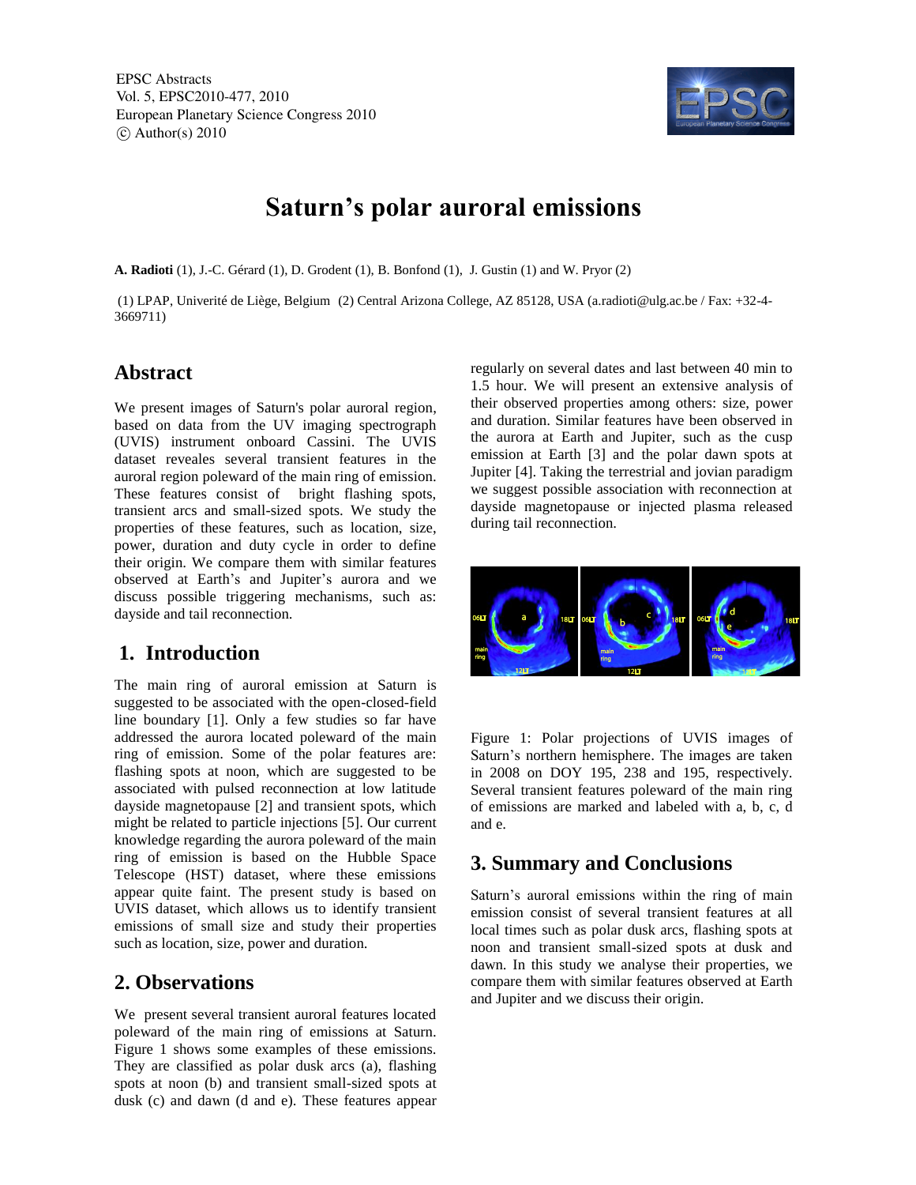EPSC Abstracts
Vol. 5, EPSC2010-477, 2010
European Planetary Science Congress 2010
© Author(s) 2010

# Saturn's polar auroral emissions

**A. Radioti** (1), J.-C. Gérard (1), D. Grodent (1), B. Bonfond (1), J. Gustin (1) and W. Pryor (2)

(1) LPAP, Univerité de Liège, Belgium (2) Central Arizona College, AZ 85128, USA (a.radioti@ulg.ac.be / Fax: +32-4-3669711)

## Abstract

We present images of Saturn's polar auroral region, based on data from the UV imaging spectrograph (UVIS) instrument onboard Cassini. The UVIS dataset reveales several transient features in the auroral region poleward of the main ring of emission. These features consist of bright flashing spots, transient arcs and small-sized spots. We study the properties of these features, such as location, size, power, duration and duty cycle in order to define their origin. We compare them with similar features observed at Earth's and Jupiter's aurora and we discuss possible triggering mechanisms, such as: dayside and tail reconnection.

## 1. Introduction

The main ring of auroral emission at Saturn is suggested to be associated with the open-closed-field line boundary [1]. Only a few studies so far have addressed the aurora located poleward of the main ring of emission. Some of the polar features are: flashing spots at noon, which are suggested to be associated with pulsed reconnection at low latitude dayside magnetopause [2] and transient spots, which might be related to particle injections [5]. Our current knowledge regarding the aurora poleward of the main ring of emission is based on the Hubble Space Telescope (HST) dataset, where these emissions appear quite faint. The present study is based on UVIS dataset, which allows us to identify transient emissions of small size and study their properties such as location, size, power and duration.

## 2. Observations

We present several transient auroral features located poleward of the main ring of emissions at Saturn. Figure 1 shows some examples of these emissions. They are classified as polar dusk arcs (a), flashing spots at noon (b) and transient small-sized spots at dusk (c) and dawn (d and e). These features appear regularly on several dates and last between 40 min to 1.5 hour. We will present an extensive analysis of their observed properties among others: size, power and duration. Similar features have been observed in the aurora at Earth and Jupiter, such as the cusp emission at Earth [3] and the polar dawn spots at Jupiter [4]. Taking the terrestrial and jovian paradigm we suggest possible association with reconnection at dayside magnetopause or injected plasma released during tail reconnection.

Figure 1: Polar projections of UVIS images of Saturn's northern hemisphere. The images are taken in 2008 on DOY 195, 238 and 195, respectively. Several transient features poleward of the main ring of emissions are marked and labeled with a, b, c, d and e.

## 3. Summary and Conclusions

Saturn's auroral emissions within the ring of main emission consist of several transient features at all local times such as polar dusk arcs, flashing spots at noon and transient small-sized spots at dusk and dawn. In this study we analyse their properties, we compare them with similar features observed at Earth and Jupiter and we discuss their origin.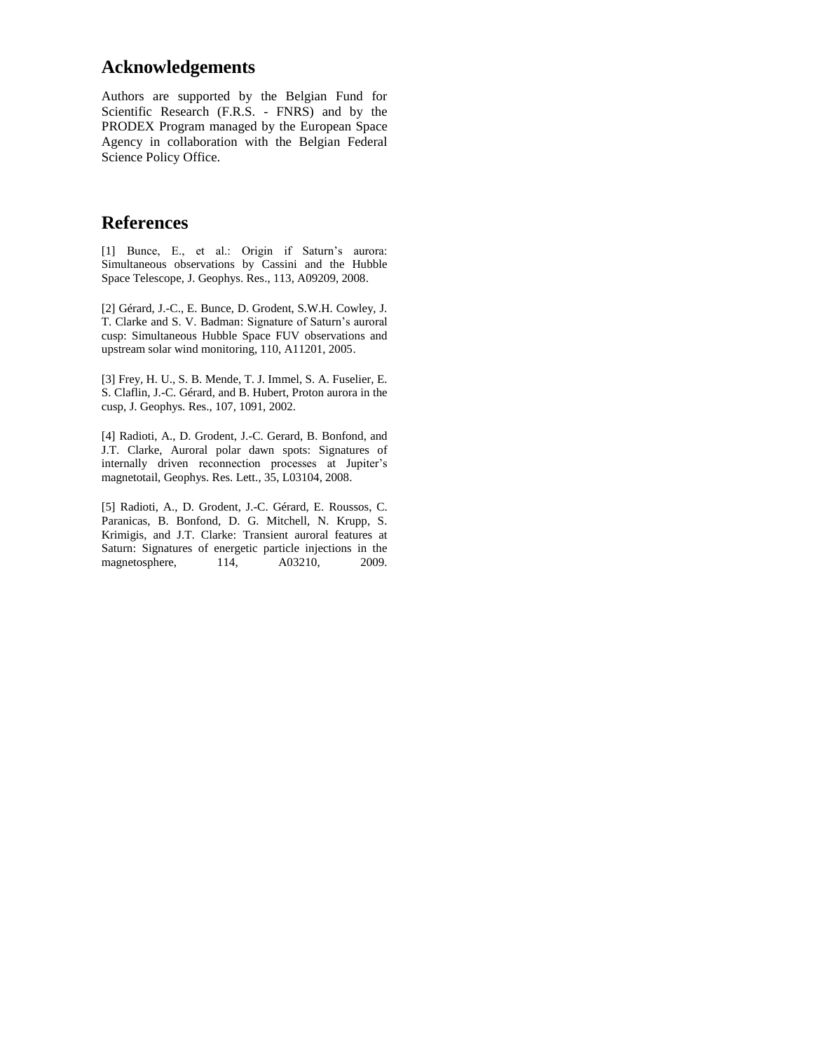## Acknowledgements

Authors are supported by the Belgian Fund for Scientific Research (F.R.S. - FNRS) and by the PRODEX Program managed by the European Space Agency in collaboration with the Belgian Federal Science Policy Office.

## References

[1] Bunce, E., et al.: Origin if Saturn's aurora: Simultaneous observations by Cassini and the Hubble Space Telescope, J. Geophys. Res., 113, A09209, 2008.

[2] Gérard, J.-C., E. Bunce, D. Grodent, S.W.H. Cowley, J. T. Clarke and S. V. Badman: Signature of Saturn's auroral cusp: Simultaneous Hubble Space FUV observations and upstream solar wind monitoring, 110, A11201, 2005.

[3] Frey, H. U., S. B. Mende, T. J. Immel, S. A. Fuselier, E. S. Claflin, J.-C. Gérard, and B. Hubert, Proton aurora in the cusp, J. Geophys. Res., 107, 1091, 2002.

[4] Radioti, A., D. Grodent, J.-C. Gerard, B. Bonfond, and J.T. Clarke, Auroral polar dawn spots: Signatures of internally driven reconnection processes at Jupiter's magnetotail, Geophys. Res. Lett., 35, L03104, 2008.

[5] Radioti, A., D. Grodent, J.-C. Gérard, E. Roussos, C. Paranicas, B. Bonfond, D. G. Mitchell, N. Krupp, S. Krimigis, and J.T. Clarke: Transient auroral features at Saturn: Signatures of energetic particle injections in the magnetosphere, 114, A03210, 2009.